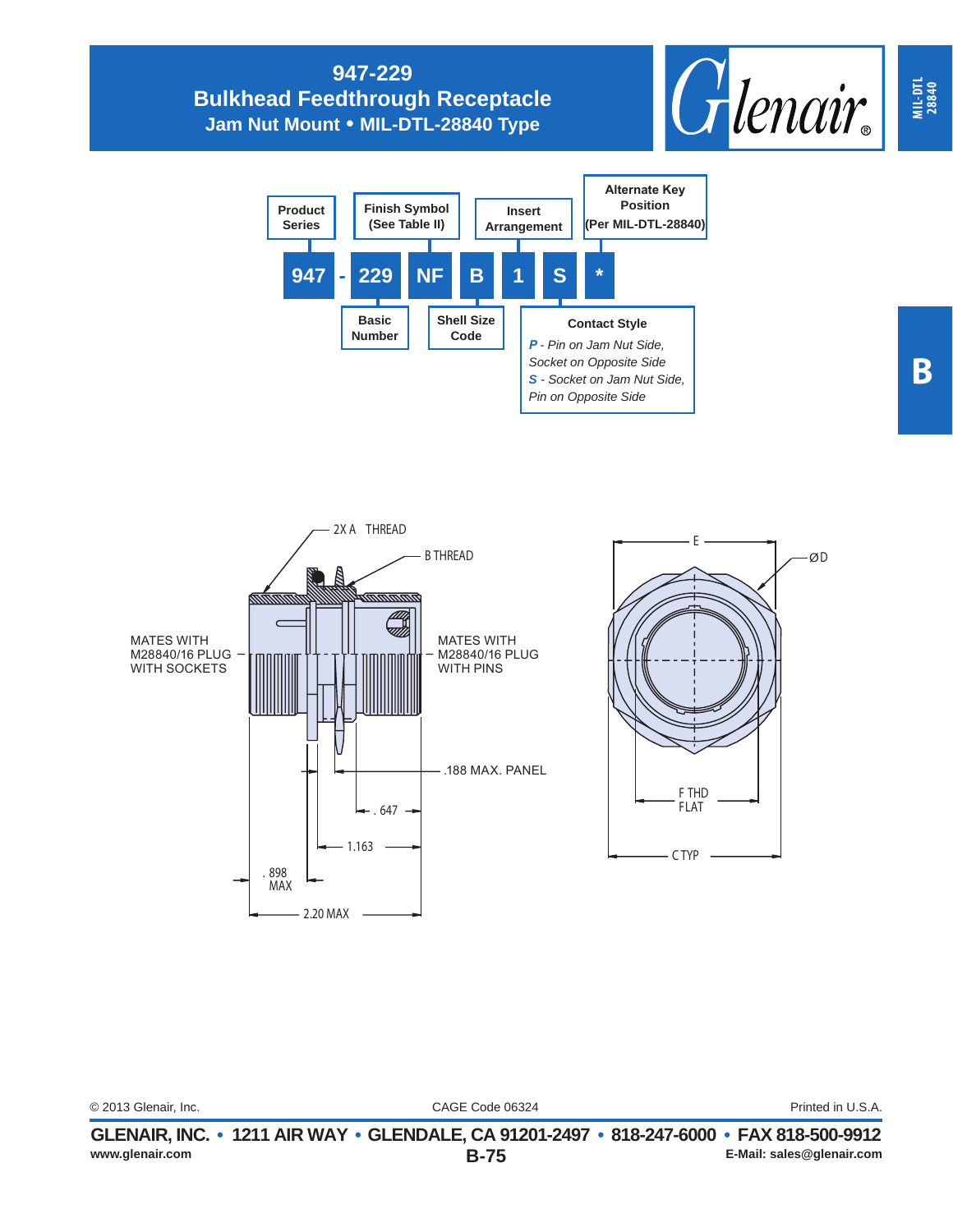# 947-229
## Bulkhead Feedthrough Receptacle
### Jam Nut Mount • MIL-DTL-28840 Type

MIL-DTL 28840

B

**947 - 229 NF B 1 S ***

- **Product Series**: 947
- **Basic Number**: 229
- **Finish Symbol (See Table II)**: NF
- **Shell Size Code**: B
- **Insert Arrangement**: 1
- **Contact Style**: S
  - *P* - Pin on Jam Nut Side, Socket on Opposite Side
  - *S* - Socket on Jam Nut Side, Pin on Opposite Side
- **Alternate Key Position (Per MIL-DTL-28840)**: *

2X A THREAD

B THREAD

MATES WITH M28840/16 PLUG WITH SOCKETS

MATES WITH M28840/16 PLUG WITH PINS

.188 MAX. PANEL

.647

1.163

.898 MAX

2.20 MAX

E

ØD

F THD FLAT

C TYP

© 2013 Glenair, Inc. CAGE Code 06324 Printed in U.S.A.

**GLENAIR, INC. • 1211 AIR WAY • GLENDALE, CA 91201-2497 • 818-247-6000 • FAX 818-500-9912**

www.glenair.com E-Mail: sales@glenair.com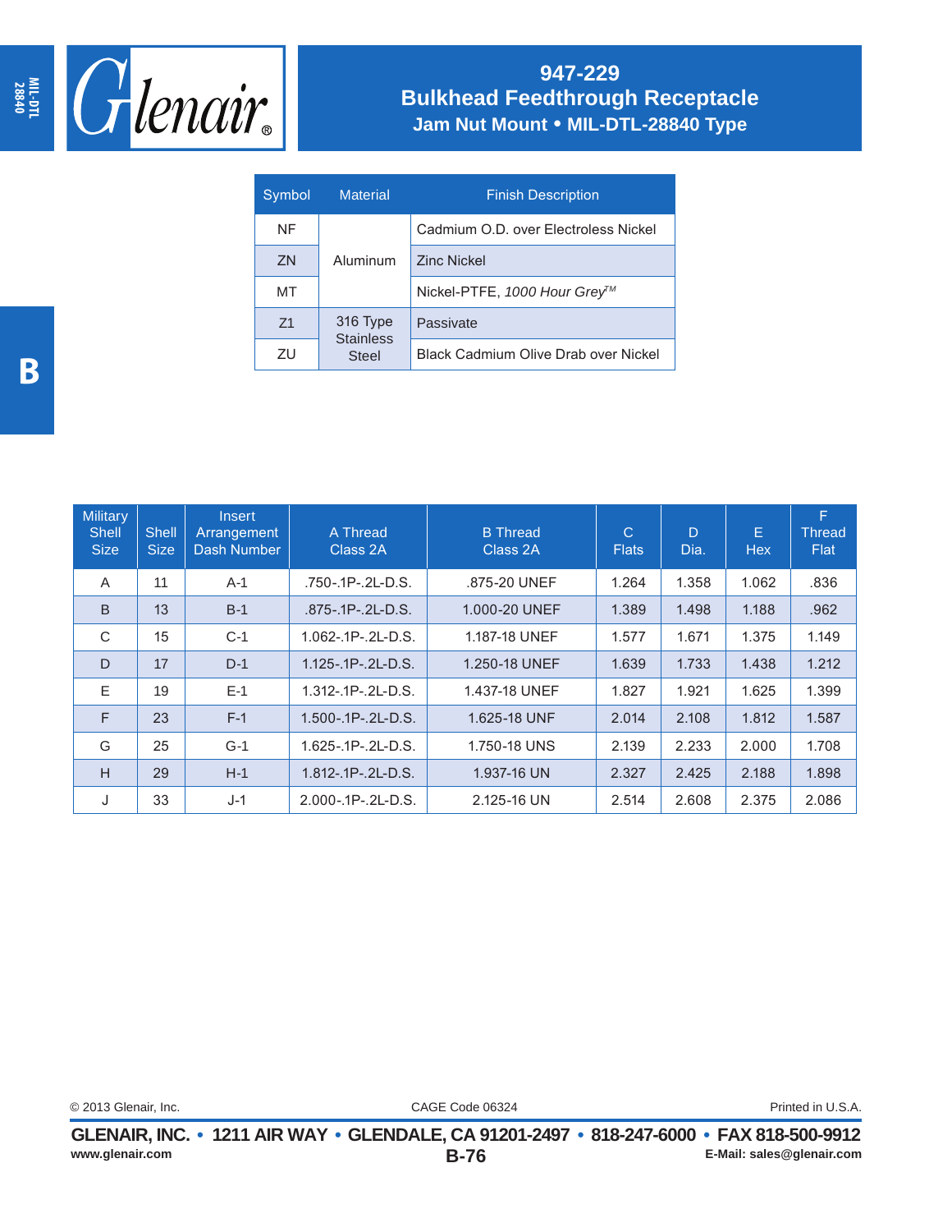# 947-229
## Bulkhead Feedthrough Receptacle
### Jam Nut Mount • MIL-DTL-28840 Type

| Symbol | Material | Finish Description |
|---|---|---|
| NF | Aluminum | Cadmium O.D. over Electroless Nickel |
| ZN | | Zinc Nickel |
| MT | | Nickel-PTFE, *1000 Hour Grey™* |
| Z1 | 316 Type Stainless Steel | Passivate |
| ZU | | Black Cadmium Olive Drab over Nickel |

| Military Shell Size | Shell Size | Insert Arrangement Dash Number | A Thread Class 2A | B Thread Class 2A | C Flats | D Dia. | E Hex | F Thread Flat |
|---|---|---|---|---|---|---|---|---|
| A | 11 | A-1 | .750-.1P-.2L-D.S. | .875-20 UNEF | 1.264 | 1.358 | 1.062 | .836 |
| B | 13 | B-1 | .875-.1P-.2L-D.S. | 1.000-20 UNEF | 1.389 | 1.498 | 1.188 | .962 |
| C | 15 | C-1 | 1.062-.1P-.2L-D.S. | 1.187-18 UNEF | 1.577 | 1.671 | 1.375 | 1.149 |
| D | 17 | D-1 | 1.125-.1P-.2L-D.S. | 1.250-18 UNEF | 1.639 | 1.733 | 1.438 | 1.212 |
| E | 19 | E-1 | 1.312-.1P-.2L-D.S. | 1.437-18 UNEF | 1.827 | 1.921 | 1.625 | 1.399 |
| F | 23 | F-1 | 1.500-.1P-.2L-D.S. | 1.625-18 UNF | 2.014 | 2.108 | 1.812 | 1.587 |
| G | 25 | G-1 | 1.625-.1P-.2L-D.S. | 1.750-18 UNS | 2.139 | 2.233 | 2.000 | 1.708 |
| H | 29 | H-1 | 1.812-.1P-.2L-D.S. | 1.937-16 UN | 2.327 | 2.425 | 2.188 | 1.898 |
| J | 33 | J-1 | 2.000-.1P-.2L-D.S. | 2.125-16 UN | 2.514 | 2.608 | 2.375 | 2.086 |

© 2013 Glenair, Inc. CAGE Code 06324 Printed in U.S.A.

**GLENAIR, INC. • 1211 AIR WAY • GLENDALE, CA 91201-2497 • 818-247-6000 • FAX 818-500-9912**
www.glenair.com E-Mail: sales@glenair.com